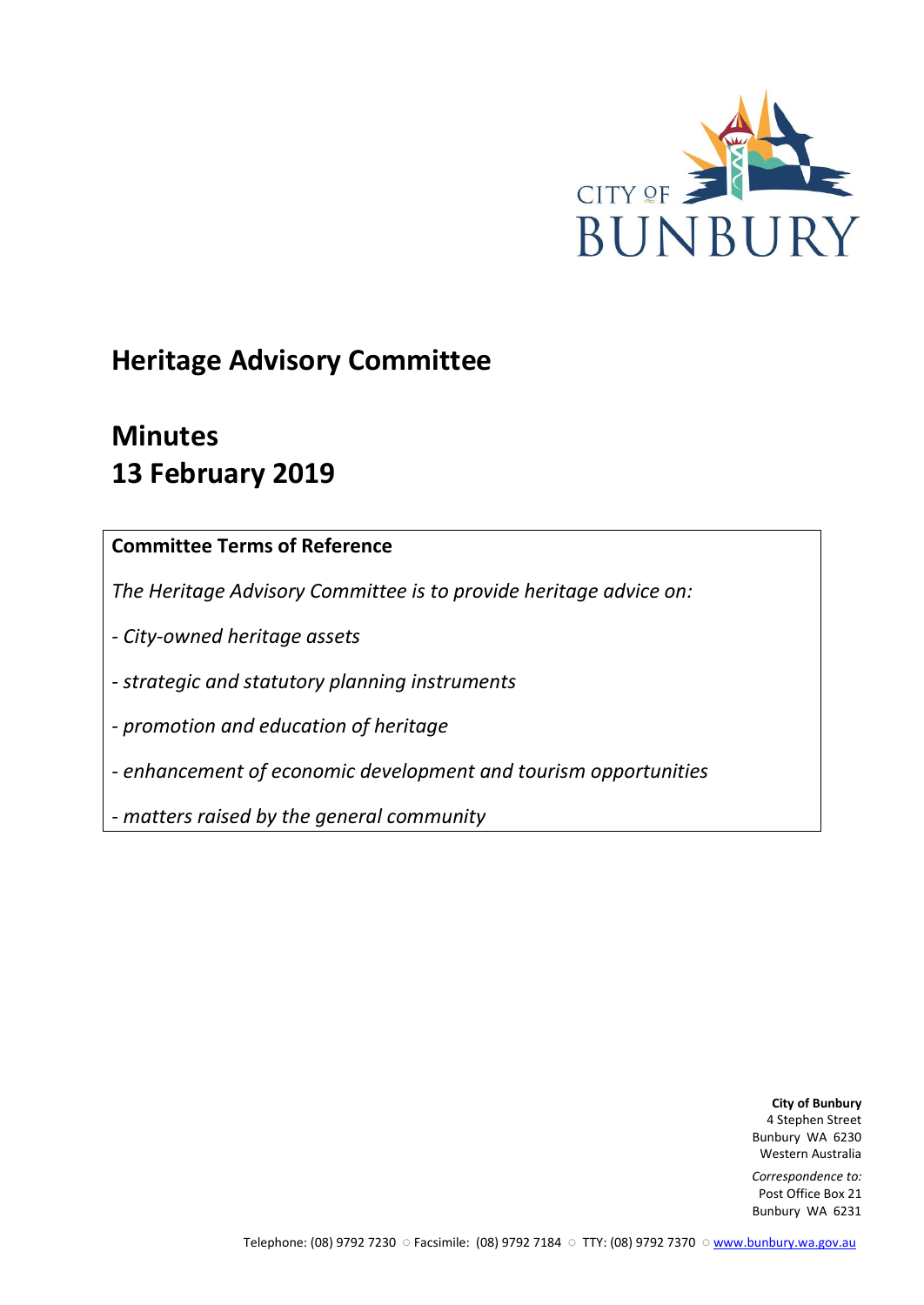CITY OF BUNBURY

# Heritage Advisory Committee

# Minutes
# 13 February 2019

**Committee Terms of Reference**

*The Heritage Advisory Committee is to provide heritage advice on:*

*- City-owned heritage assets*

*- strategic and statutory planning instruments*

*- promotion and education of heritage*

*- enhancement of economic development and tourism opportunities*

*- matters raised by the general community*

**City of Bunbury**
4 Stephen Street
Bunbury WA 6230
Western Australia

*Correspondence to:*
Post Office Box 21
Bunbury WA 6231

Telephone: (08) 9792 7230 ○ Facsimile: (08) 9792 7184 ○ TTY: (08) 9792 7370 ○ www.bunbury.wa.gov.au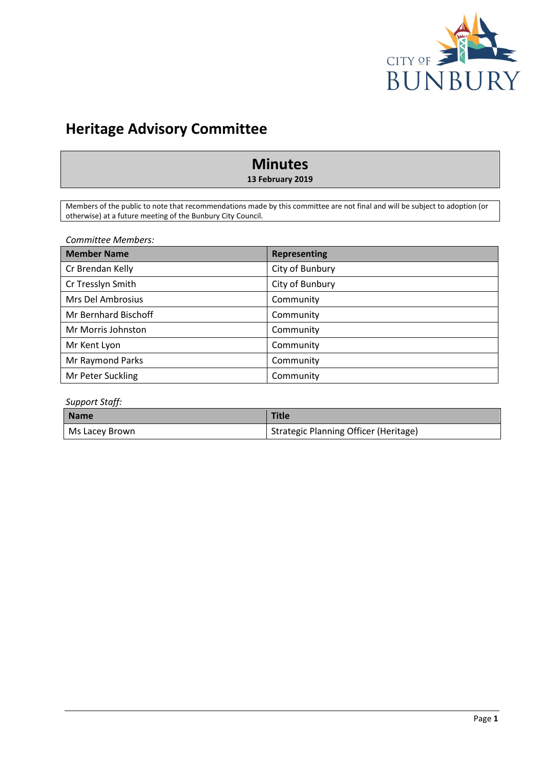# Heritage Advisory Committee

## Minutes

**13 February 2019**

Members of the public to note that recommendations made by this committee are not final and will be subject to adoption (or otherwise) at a future meeting of the Bunbury City Council.

*Committee Members:*

| Member Name | Representing |
| --- | --- |
| Cr Brendan Kelly | City of Bunbury |
| Cr Tresslyn Smith | City of Bunbury |
| Mrs Del Ambrosius | Community |
| Mr Bernhard Bischoff | Community |
| Mr Morris Johnston | Community |
| Mr Kent Lyon | Community |
| Mr Raymond Parks | Community |
| Mr Peter Suckling | Community |

*Support Staff:*

| Name | Title |
| --- | --- |
| Ms Lacey Brown | Strategic Planning Officer (Heritage) |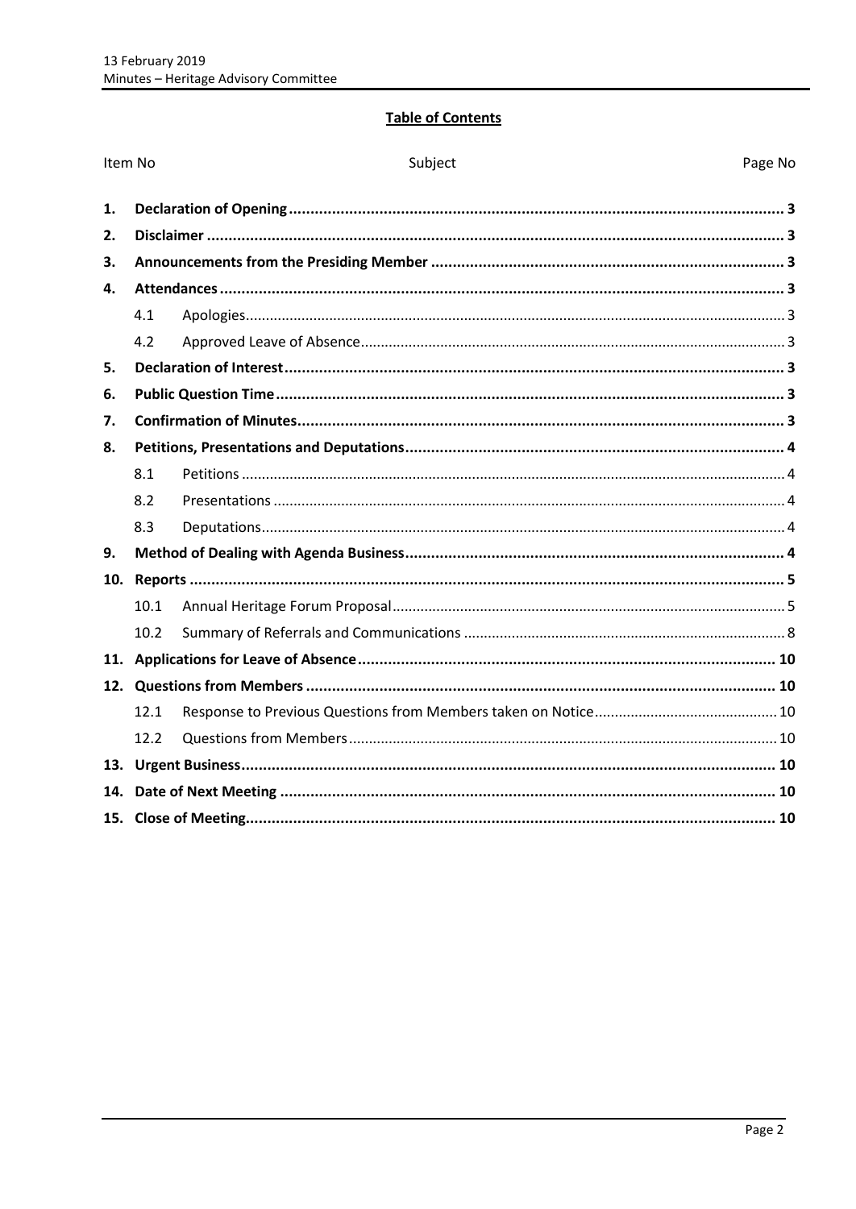**Table of Contents**

| Item No | | Subject | Page No |
|---|---|---|---|
| **1.** | **Declaration of Opening** | | **3** |
| **2.** | **Disclaimer** | | **3** |
| **3.** | **Announcements from the Presiding Member** | | **3** |
| **4.** | **Attendances** | | **3** |
| | 4.1 | Apologies | 3 |
| | 4.2 | Approved Leave of Absence | 3 |
| **5.** | **Declaration of Interest** | | **3** |
| **6.** | **Public Question Time** | | **3** |
| **7.** | **Confirmation of Minutes** | | **3** |
| **8.** | **Petitions, Presentations and Deputations** | | **4** |
| | 8.1 | Petitions | 4 |
| | 8.2 | Presentations | 4 |
| | 8.3 | Deputations | 4 |
| **9.** | **Method of Dealing with Agenda Business** | | **4** |
| **10.** | **Reports** | | **5** |
| | 10.1 | Annual Heritage Forum Proposal | 5 |
| | 10.2 | Summary of Referrals and Communications | 8 |
| **11.** | **Applications for Leave of Absence** | | **10** |
| **12.** | **Questions from Members** | | **10** |
| | 12.1 | Response to Previous Questions from Members taken on Notice | 10 |
| | 12.2 | Questions from Members | 10 |
| **13.** | **Urgent Business** | | **10** |
| **14.** | **Date of Next Meeting** | | **10** |
| **15.** | **Close of Meeting** | | **10** |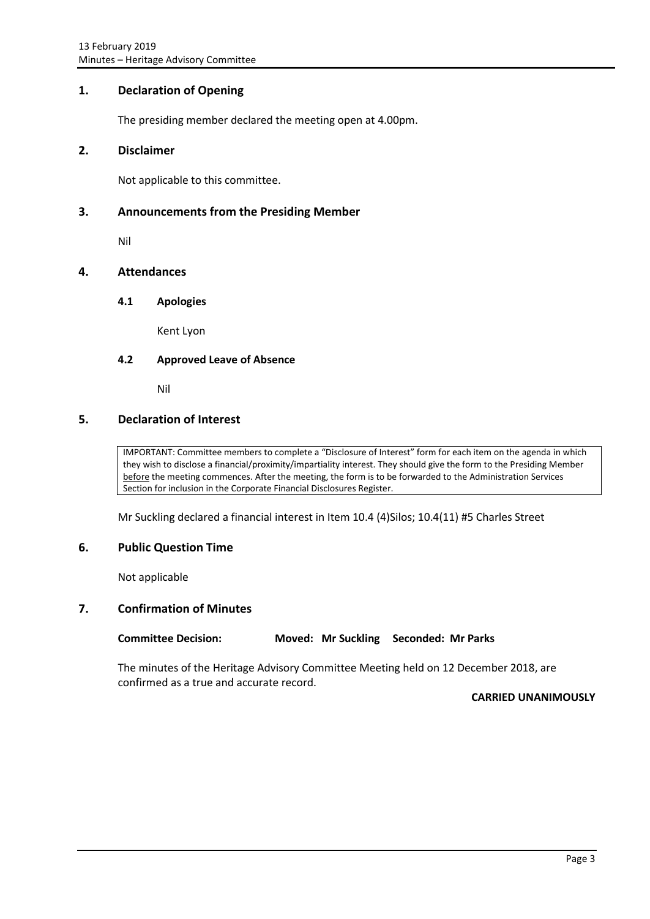## 1. Declaration of Opening

The presiding member declared the meeting open at 4.00pm.

## 2. Disclaimer

Not applicable to this committee.

## 3. Announcements from the Presiding Member

Nil

## 4. Attendances

### 4.1 Apologies

Kent Lyon

### 4.2 Approved Leave of Absence

Nil

## 5. Declaration of Interest

| IMPORTANT: Committee members to complete a "Disclosure of Interest" form for each item on the agenda in which they wish to disclose a financial/proximity/impartiality interest. They should give the form to the Presiding Member before the meeting commences. After the meeting, the form is to be forwarded to the Administration Services Section for inclusion in the Corporate Financial Disclosures Register. |
|---|

Mr Suckling declared a financial interest in Item 10.4 (4)Silos; 10.4(11) #5 Charles Street

## 6. Public Question Time

Not applicable

## 7. Confirmation of Minutes

**Committee Decision:** **Moved: Mr Suckling** **Seconded: Mr Parks**

The minutes of the Heritage Advisory Committee Meeting held on 12 December 2018, are confirmed as a true and accurate record.

**CARRIED UNANIMOUSLY**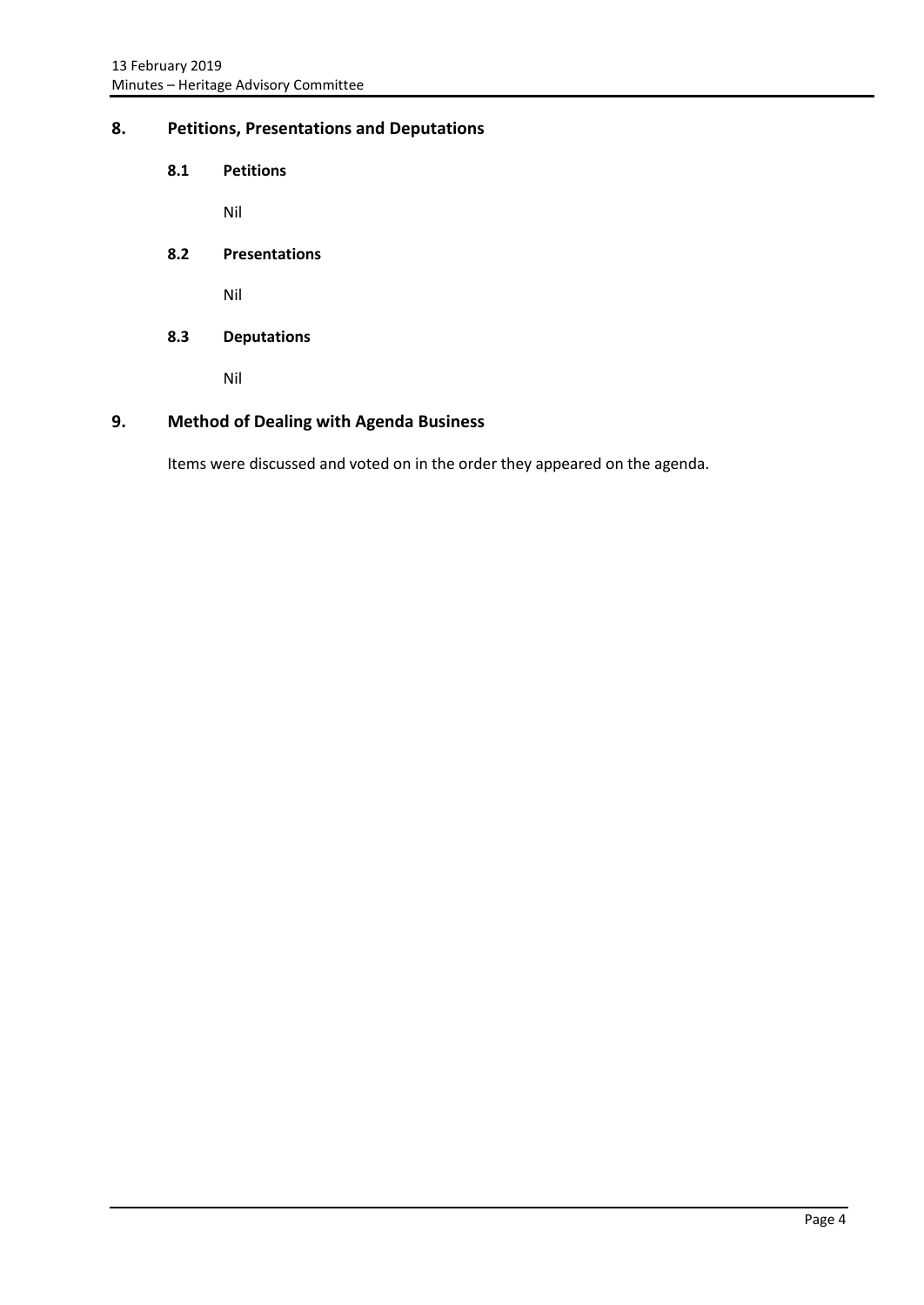## 8. Petitions, Presentations and Deputations

### 8.1 Petitions

Nil

### 8.2 Presentations

Nil

### 8.3 Deputations

Nil

## 9. Method of Dealing with Agenda Business

Items were discussed and voted on in the order they appeared on the agenda.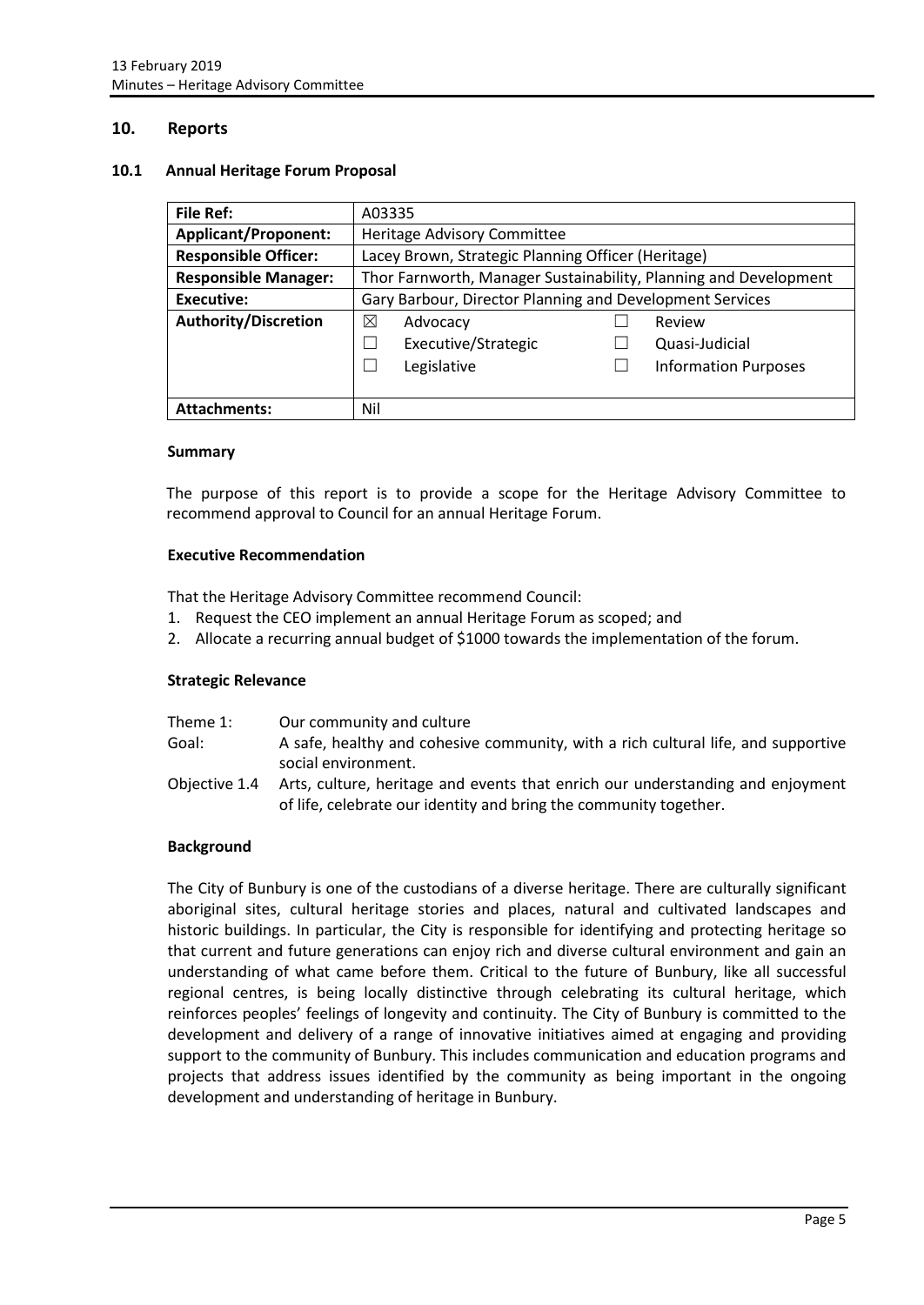## 10. Reports

### 10.1 Annual Heritage Forum Proposal

| File Ref: | A03335 | | | |
|---|---|---|---|---|
| **Applicant/Proponent:** | Heritage Advisory Committee | | | |
| **Responsible Officer:** | Lacey Brown, Strategic Planning Officer (Heritage) | | | |
| **Responsible Manager:** | Thor Farnworth, Manager Sustainability, Planning and Development | | | |
| **Executive:** | Gary Barbour, Director Planning and Development Services | | | |
| **Authority/Discretion** | ☒ | Advocacy | ☐ | Review |
| | ☐ | Executive/Strategic | ☐ | Quasi-Judicial |
| | ☐ | Legislative | ☐ | Information Purposes |
| **Attachments:** | Nil | | | |

#### Summary

The purpose of this report is to provide a scope for the Heritage Advisory Committee to recommend approval to Council for an annual Heritage Forum.

#### Executive Recommendation

That the Heritage Advisory Committee recommend Council:

1. Request the CEO implement an annual Heritage Forum as scoped; and
2. Allocate a recurring annual budget of $1000 towards the implementation of the forum.

#### Strategic Relevance

| | |
|---|---|
| Theme 1: | Our community and culture |
| Goal: | A safe, healthy and cohesive community, with a rich cultural life, and supportive social environment. |
| Objective 1.4 | Arts, culture, heritage and events that enrich our understanding and enjoyment of life, celebrate our identity and bring the community together. |

#### Background

The City of Bunbury is one of the custodians of a diverse heritage. There are culturally significant aboriginal sites, cultural heritage stories and places, natural and cultivated landscapes and historic buildings. In particular, the City is responsible for identifying and protecting heritage so that current and future generations can enjoy rich and diverse cultural environment and gain an understanding of what came before them. Critical to the future of Bunbury, like all successful regional centres, is being locally distinctive through celebrating its cultural heritage, which reinforces peoples' feelings of longevity and continuity. The City of Bunbury is committed to the development and delivery of a range of innovative initiatives aimed at engaging and providing support to the community of Bunbury. This includes communication and education programs and projects that address issues identified by the community as being important in the ongoing development and understanding of heritage in Bunbury.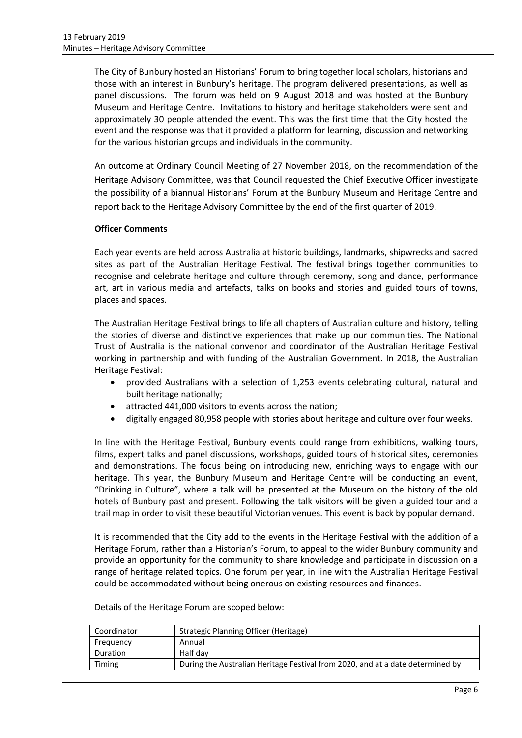The City of Bunbury hosted an Historians' Forum to bring together local scholars, historians and those with an interest in Bunbury's heritage. The program delivered presentations, as well as panel discussions. The forum was held on 9 August 2018 and was hosted at the Bunbury Museum and Heritage Centre. Invitations to history and heritage stakeholders were sent and approximately 30 people attended the event. This was the first time that the City hosted the event and the response was that it provided a platform for learning, discussion and networking for the various historian groups and individuals in the community.

An outcome at Ordinary Council Meeting of 27 November 2018, on the recommendation of the Heritage Advisory Committee, was that Council requested the Chief Executive Officer investigate the possibility of a biannual Historians' Forum at the Bunbury Museum and Heritage Centre and report back to the Heritage Advisory Committee by the end of the first quarter of 2019.

**Officer Comments**

Each year events are held across Australia at historic buildings, landmarks, shipwrecks and sacred sites as part of the Australian Heritage Festival. The festival brings together communities to recognise and celebrate heritage and culture through ceremony, song and dance, performance art, art in various media and artefacts, talks on books and stories and guided tours of towns, places and spaces.

The Australian Heritage Festival brings to life all chapters of Australian culture and history, telling the stories of diverse and distinctive experiences that make up our communities. The National Trust of Australia is the national convenor and coordinator of the Australian Heritage Festival working in partnership and with funding of the Australian Government. In 2018, the Australian Heritage Festival:

- provided Australians with a selection of 1,253 events celebrating cultural, natural and built heritage nationally;
- attracted 441,000 visitors to events across the nation;
- digitally engaged 80,958 people with stories about heritage and culture over four weeks.

In line with the Heritage Festival, Bunbury events could range from exhibitions, walking tours, films, expert talks and panel discussions, workshops, guided tours of historical sites, ceremonies and demonstrations. The focus being on introducing new, enriching ways to engage with our heritage. This year, the Bunbury Museum and Heritage Centre will be conducting an event, "Drinking in Culture", where a talk will be presented at the Museum on the history of the old hotels of Bunbury past and present. Following the talk visitors will be given a guided tour and a trail map in order to visit these beautiful Victorian venues. This event is back by popular demand.

It is recommended that the City add to the events in the Heritage Festival with the addition of a Heritage Forum, rather than a Historian's Forum, to appeal to the wider Bunbury community and provide an opportunity for the community to share knowledge and participate in discussion on a range of heritage related topics. One forum per year, in line with the Australian Heritage Festival could be accommodated without being onerous on existing resources and finances.

Details of the Heritage Forum are scoped below:

| | |
|---|---|
| Coordinator | Strategic Planning Officer (Heritage) |
| Frequency | Annual |
| Duration | Half day |
| Timing | During the Australian Heritage Festival from 2020, and at a date determined by |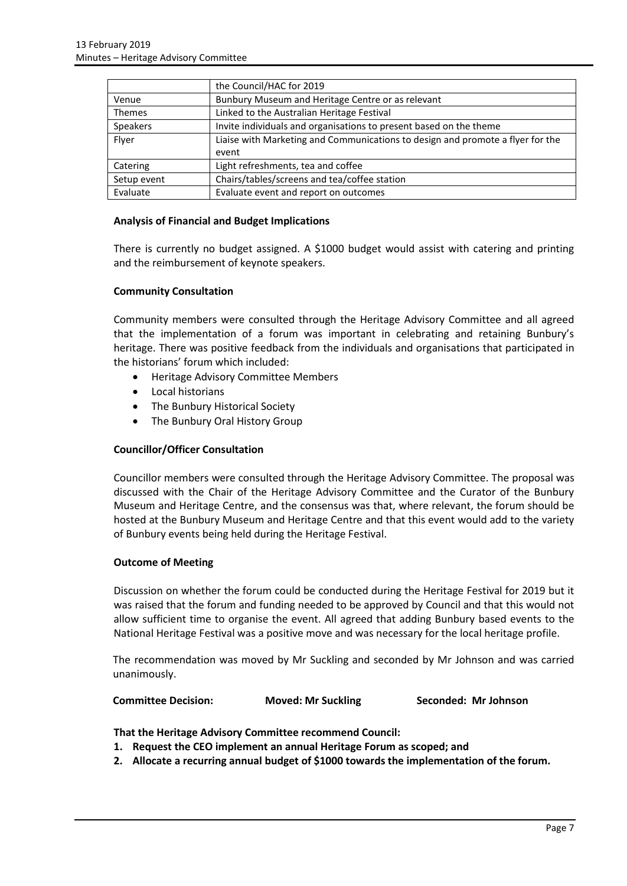|  | the Council/HAC for 2019 |
| --- | --- |
| Venue | Bunbury Museum and Heritage Centre or as relevant |
| Themes | Linked to the Australian Heritage Festival |
| Speakers | Invite individuals and organisations to present based on the theme |
| Flyer | Liaise with Marketing and Communications to design and promote a flyer for the event |
| Catering | Light refreshments, tea and coffee |
| Setup event | Chairs/tables/screens and tea/coffee station |
| Evaluate | Evaluate event and report on outcomes |

**Analysis of Financial and Budget Implications**

There is currently no budget assigned. A $1000 budget would assist with catering and printing and the reimbursement of keynote speakers.

**Community Consultation**

Community members were consulted through the Heritage Advisory Committee and all agreed that the implementation of a forum was important in celebrating and retaining Bunbury's heritage. There was positive feedback from the individuals and organisations that participated in the historians' forum which included:

- Heritage Advisory Committee Members
- Local historians
- The Bunbury Historical Society
- The Bunbury Oral History Group

**Councillor/Officer Consultation**

Councillor members were consulted through the Heritage Advisory Committee. The proposal was discussed with the Chair of the Heritage Advisory Committee and the Curator of the Bunbury Museum and Heritage Centre, and the consensus was that, where relevant, the forum should be hosted at the Bunbury Museum and Heritage Centre and that this event would add to the variety of Bunbury events being held during the Heritage Festival.

**Outcome of Meeting**

Discussion on whether the forum could be conducted during the Heritage Festival for 2019 but it was raised that the forum and funding needed to be approved by Council and that this would not allow sufficient time to organise the event. All agreed that adding Bunbury based events to the National Heritage Festival was a positive move and was necessary for the local heritage profile.

The recommendation was moved by Mr Suckling and seconded by Mr Johnson and was carried unanimously.

**Committee Decision:** **Moved: Mr Suckling** **Seconded: Mr Johnson**

**That the Heritage Advisory Committee recommend Council:**

1. **Request the CEO implement an annual Heritage Forum as scoped; and**
2. **Allocate a recurring annual budget of $1000 towards the implementation of the forum.**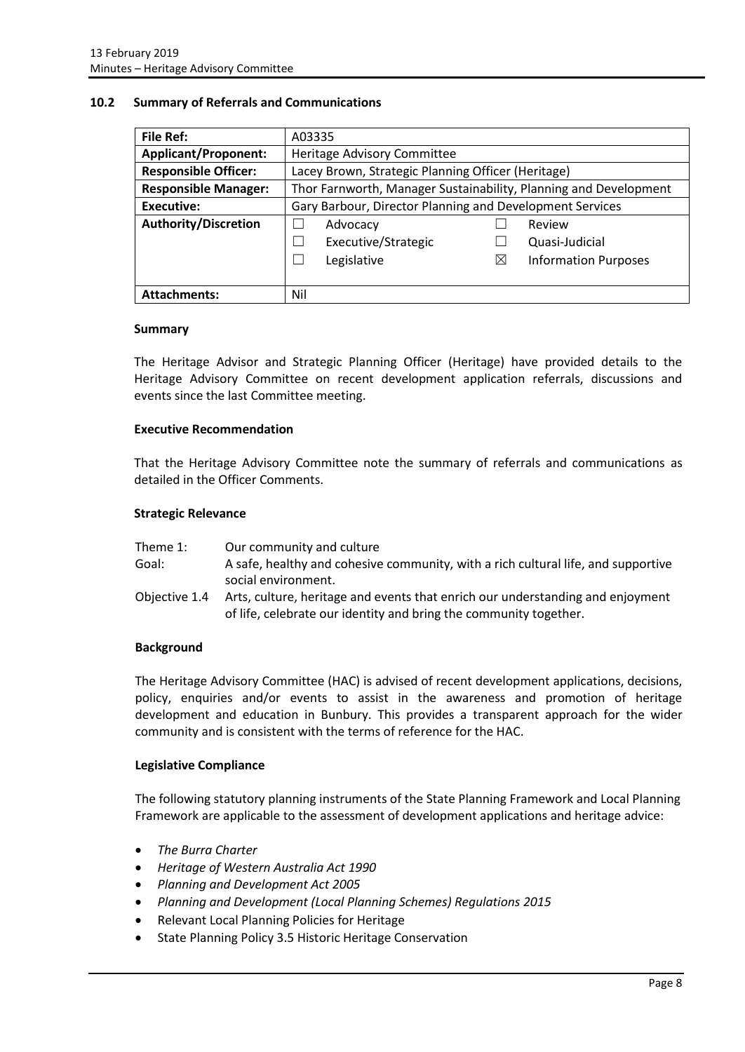## 10.2 Summary of Referrals and Communications

| File Ref: | A03335 | | | |
|---|---|---|---|---|
| **Applicant/Proponent:** | Heritage Advisory Committee | | | |
| **Responsible Officer:** | Lacey Brown, Strategic Planning Officer (Heritage) | | | |
| **Responsible Manager:** | Thor Farnworth, Manager Sustainability, Planning and Development | | | |
| **Executive:** | Gary Barbour, Director Planning and Development Services | | | |
| **Authority/Discretion** | ☐ | Advocacy | ☐ | Review |
| | ☐ | Executive/Strategic | ☐ | Quasi-Judicial |
| | ☐ | Legislative | ☒ | Information Purposes |
| **Attachments:** | Nil | | | |

### Summary

The Heritage Advisor and Strategic Planning Officer (Heritage) have provided details to the Heritage Advisory Committee on recent development application referrals, discussions and events since the last Committee meeting.

### Executive Recommendation

That the Heritage Advisory Committee note the summary of referrals and communications as detailed in the Officer Comments.

### Strategic Relevance

| | |
|---|---|
| Theme 1: | Our community and culture |
| Goal: | A safe, healthy and cohesive community, with a rich cultural life, and supportive social environment. |
| Objective 1.4 | Arts, culture, heritage and events that enrich our understanding and enjoyment of life, celebrate our identity and bring the community together. |

### Background

The Heritage Advisory Committee (HAC) is advised of recent development applications, decisions, policy, enquiries and/or events to assist in the awareness and promotion of heritage development and education in Bunbury. This provides a transparent approach for the wider community and is consistent with the terms of reference for the HAC.

### Legislative Compliance

The following statutory planning instruments of the State Planning Framework and Local Planning Framework are applicable to the assessment of development applications and heritage advice:

- *The Burra Charter*
- *Heritage of Western Australia Act 1990*
- *Planning and Development Act 2005*
- *Planning and Development (Local Planning Schemes) Regulations 2015*
- Relevant Local Planning Policies for Heritage
- State Planning Policy 3.5 Historic Heritage Conservation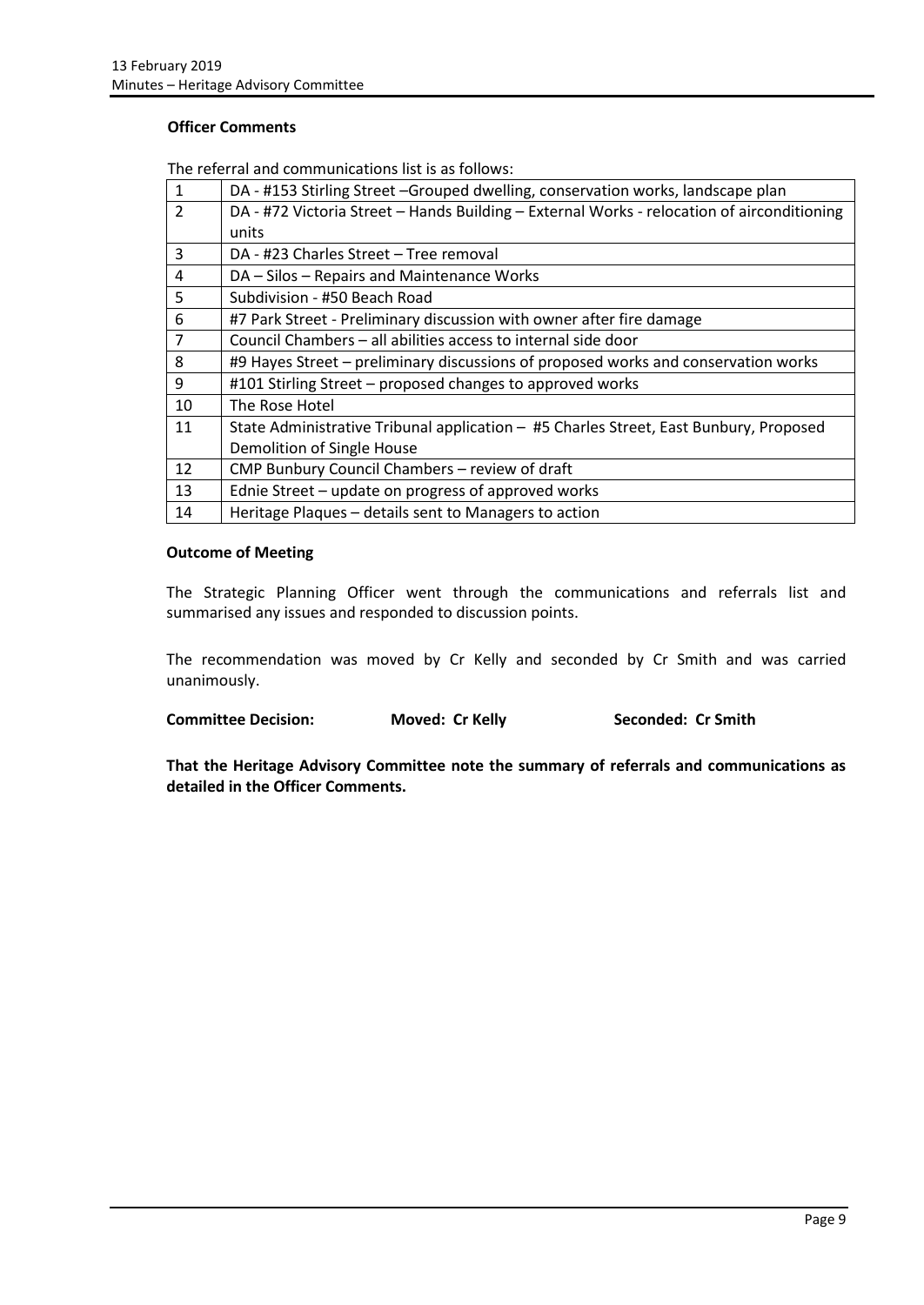**Officer Comments**

The referral and communications list is as follows:

| | |
|---|---|
| 1 | DA - #153 Stirling Street –Grouped dwelling, conservation works, landscape plan |
| 2 | DA - #72 Victoria Street – Hands Building – External Works - relocation of airconditioning units |
| 3 | DA - #23 Charles Street – Tree removal |
| 4 | DA – Silos – Repairs and Maintenance Works |
| 5 | Subdivision - #50 Beach Road |
| 6 | #7 Park Street - Preliminary discussion with owner after fire damage |
| 7 | Council Chambers – all abilities access to internal side door |
| 8 | #9 Hayes Street – preliminary discussions of proposed works and conservation works |
| 9 | #101 Stirling Street – proposed changes to approved works |
| 10 | The Rose Hotel |
| 11 | State Administrative Tribunal application – #5 Charles Street, East Bunbury, Proposed Demolition of Single House |
| 12 | CMP Bunbury Council Chambers – review of draft |
| 13 | Ednie Street – update on progress of approved works |
| 14 | Heritage Plaques – details sent to Managers to action |

**Outcome of Meeting**

The Strategic Planning Officer went through the communications and referrals list and summarised any issues and responded to discussion points.

The recommendation was moved by Cr Kelly and seconded by Cr Smith and was carried unanimously.

**Committee Decision:** **Moved: Cr Kelly** **Seconded: Cr Smith**

**That the Heritage Advisory Committee note the summary of referrals and communications as detailed in the Officer Comments.**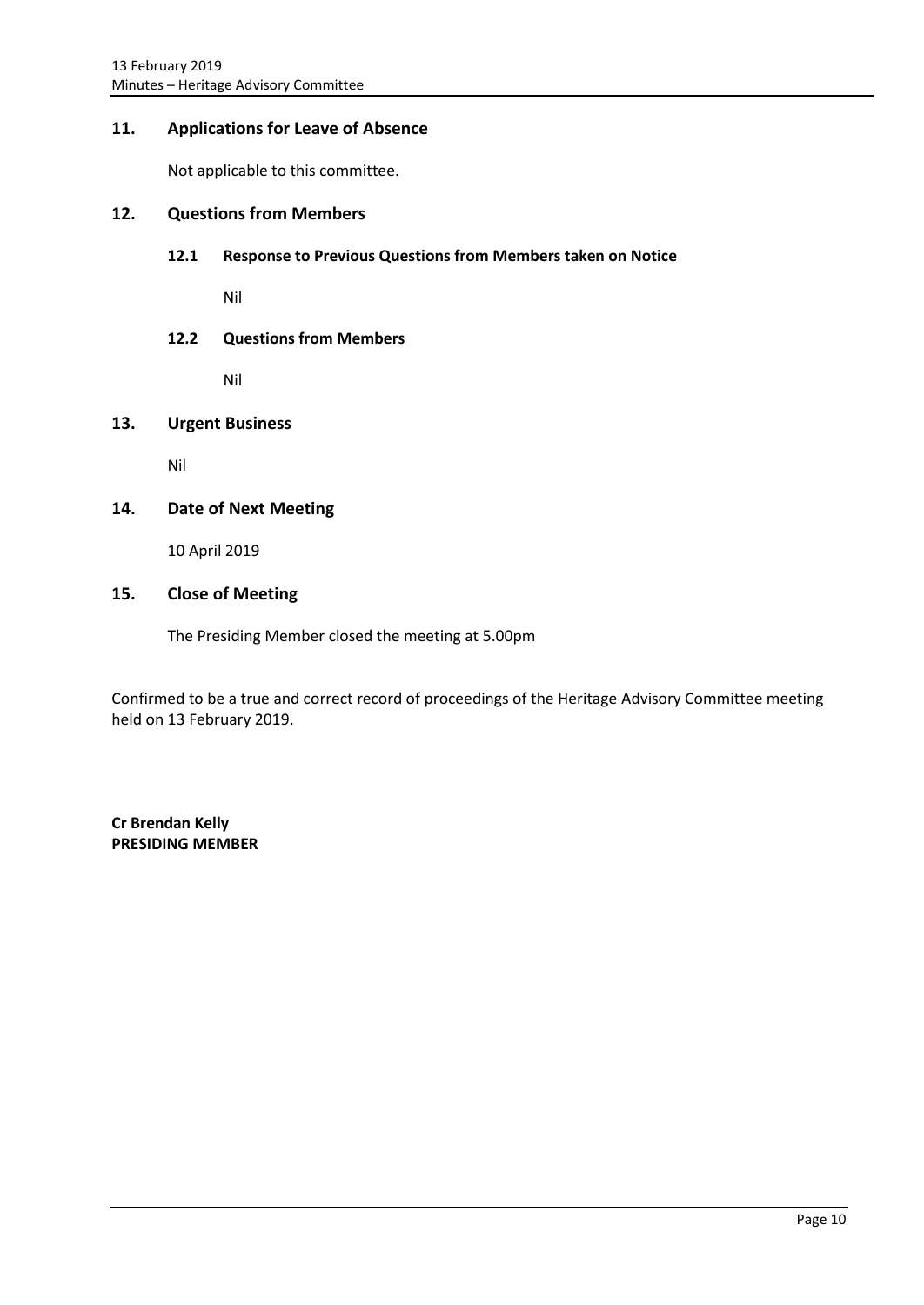## 11. Applications for Leave of Absence

Not applicable to this committee.

## 12. Questions from Members

### 12.1 Response to Previous Questions from Members taken on Notice

Nil

### 12.2 Questions from Members

Nil

## 13. Urgent Business

Nil

## 14. Date of Next Meeting

10 April 2019

## 15. Close of Meeting

The Presiding Member closed the meeting at 5.00pm

Confirmed to be a true and correct record of proceedings of the Heritage Advisory Committee meeting held on 13 February 2019.

**Cr Brendan Kelly**
**PRESIDING MEMBER**